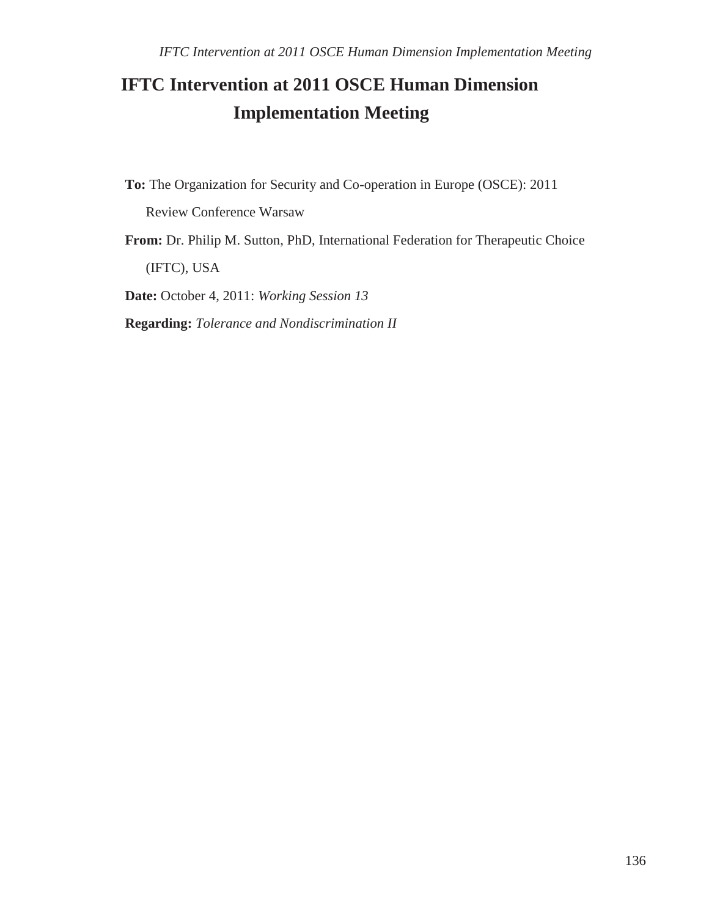# IFTC Intervention at 2011 OSCE Human Dimension Implementation Meeting

**To:** The Organization for Security and Co-operation in Europe (OSCE): 2011 Review Conference Warsaw

**From:** Dr. Philip M. Sutton, PhD, International Federation for Therapeutic Choice (IFTC), USA

**Date:** October 4, 2011: *Working Session 13*

**Regarding:** *Tolerance and Nondiscrimination II*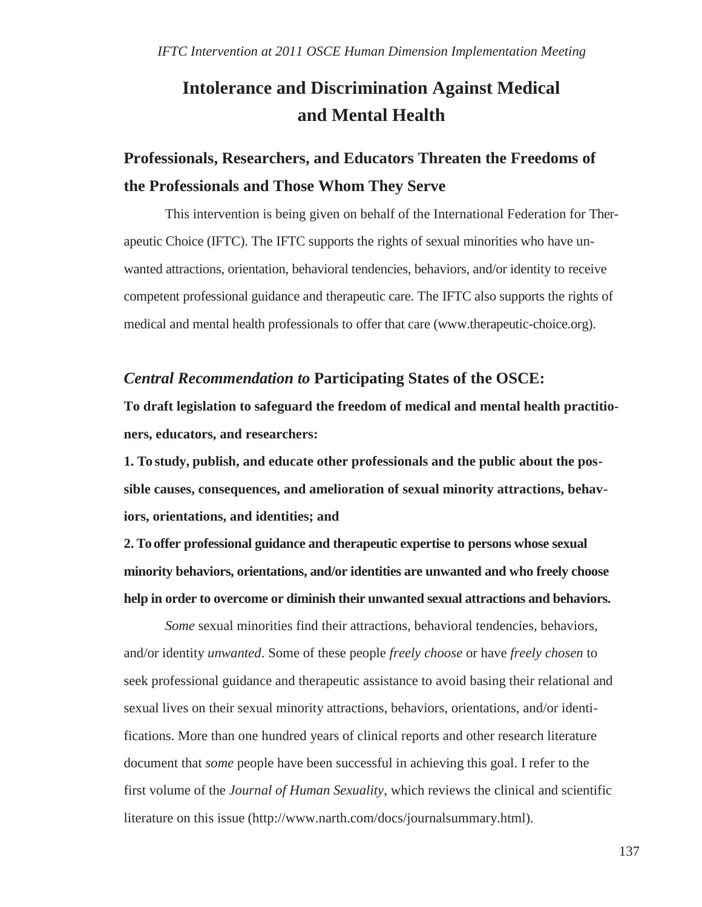*IFTC Intervention at 2011 OSCE Human Dimension Implementation Meeting*

# Intolerance and Discrimination Against Medical and Mental Health

## Professionals, Researchers, and Educators Threaten the Freedoms of the Professionals and Those Whom They Serve

This intervention is being given on behalf of the International Federation for Therapeutic Choice (IFTC). The IFTC supports the rights of sexual minorities who have unwanted attractions, orientation, behavioral tendencies, behaviors, and/or identity to receive competent professional guidance and therapeutic care. The IFTC also supports the rights of medical and mental health professionals to offer that care (www.therapeutic-choice.org).

### *Central Recommendation to* Participating States of the OSCE:

**To draft legislation to safeguard the freedom of medical and mental health practitioners, educators, and researchers:**

**1. To study, publish, and educate other professionals and the public about the possible causes, consequences, and amelioration of sexual minority attractions, behaviors, orientations, and identities; and**

**2. To offer professional guidance and therapeutic expertise to persons whose sexual minority behaviors, orientations, and/or identities are unwanted and who freely choose help in order to overcome or diminish their unwanted sexual attractions and behaviors.**

*Some* sexual minorities find their attractions, behavioral tendencies, behaviors, and/or identity *unwanted*. Some of these people *freely choose* or have *freely chosen* to seek professional guidance and therapeutic assistance to avoid basing their relational and sexual lives on their sexual minority attractions, behaviors, orientations, and/or identifications. More than one hundred years of clinical reports and other research literature document that *some* people have been successful in achieving this goal. I refer to the first volume of the *Journal of Human Sexuality*, which reviews the clinical and scientific literature on this issue (http://www.narth.com/docs/journalsummary.html).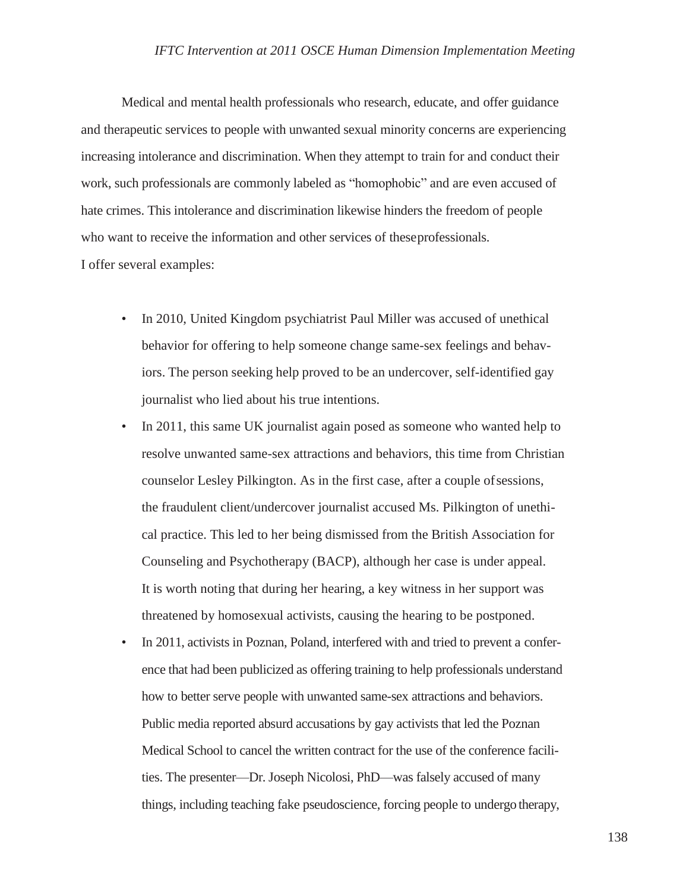Medical and mental health professionals who research, educate, and offer guidance and therapeutic services to people with unwanted sexual minority concerns are experiencing increasing intolerance and discrimination. When they attempt to train for and conduct their work, such professionals are commonly labeled as "homophobic" and are even accused of hate crimes. This intolerance and discrimination likewise hinders the freedom of people who want to receive the information and other services of these professionals.

I offer several examples:

- In 2010, United Kingdom psychiatrist Paul Miller was accused of unethical behavior for offering to help someone change same-sex feelings and behaviors. The person seeking help proved to be an undercover, self-identified gay journalist who lied about his true intentions.
- In 2011, this same UK journalist again posed as someone who wanted help to resolve unwanted same-sex attractions and behaviors, this time from Christian counselor Lesley Pilkington. As in the first case, after a couple of sessions, the fraudulent client/undercover journalist accused Ms. Pilkington of unethical practice. This led to her being dismissed from the British Association for Counseling and Psychotherapy (BACP), although her case is under appeal. It is worth noting that during her hearing, a key witness in her support was threatened by homosexual activists, causing the hearing to be postponed.
- In 2011, activists in Poznan, Poland, interfered with and tried to prevent a conference that had been publicized as offering training to help professionals understand how to better serve people with unwanted same-sex attractions and behaviors. Public media reported absurd accusations by gay activists that led the Poznan Medical School to cancel the written contract for the use of the conference facilities. The presenter—Dr. Joseph Nicolosi, PhD—was falsely accused of many things, including teaching fake pseudoscience, forcing people to undergo therapy,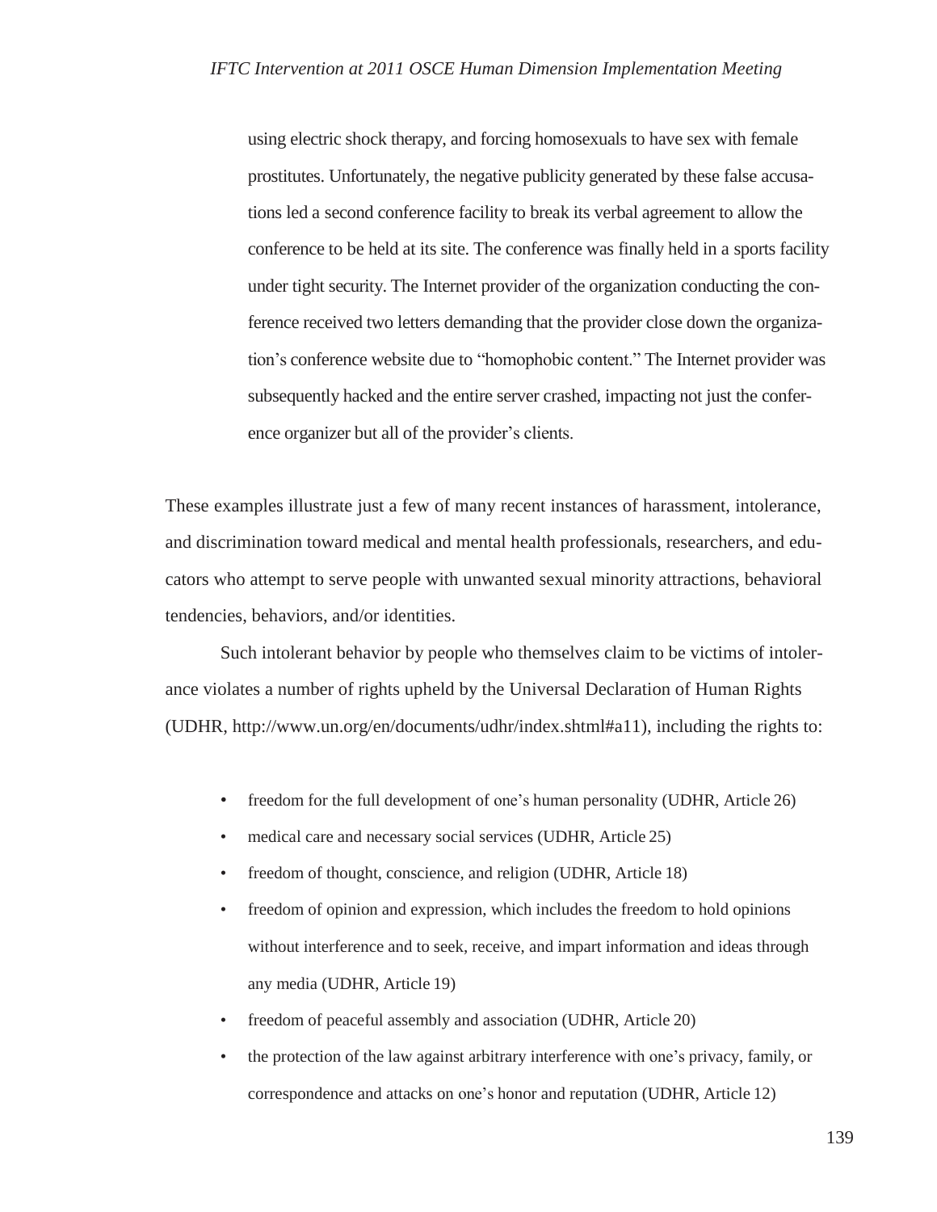using electric shock therapy, and forcing homosexuals to have sex with female prostitutes. Unfortunately, the negative publicity generated by these false accusations led a second conference facility to break its verbal agreement to allow the conference to be held at its site. The conference was finally held in a sports facility under tight security. The Internet provider of the organization conducting the conference received two letters demanding that the provider close down the organization's conference website due to "homophobic content." The Internet provider was subsequently hacked and the entire server crashed, impacting not just the conference organizer but all of the provider's clients.

These examples illustrate just a few of many recent instances of harassment, intolerance, and discrimination toward medical and mental health professionals, researchers, and educators who attempt to serve people with unwanted sexual minority attractions, behavioral tendencies, behaviors, and/or identities.

Such intolerant behavior by people who themselves claim to be victims of intolerance violates a number of rights upheld by the Universal Declaration of Human Rights (UDHR, http://www.un.org/en/documents/udhr/index.shtml#a11), including the rights to:

- freedom for the full development of one's human personality (UDHR, Article 26)
- medical care and necessary social services (UDHR, Article 25)
- freedom of thought, conscience, and religion (UDHR, Article 18)
- freedom of opinion and expression, which includes the freedom to hold opinions without interference and to seek, receive, and impart information and ideas through any media (UDHR, Article 19)
- freedom of peaceful assembly and association (UDHR, Article 20)
- the protection of the law against arbitrary interference with one's privacy, family, or correspondence and attacks on one's honor and reputation (UDHR, Article 12)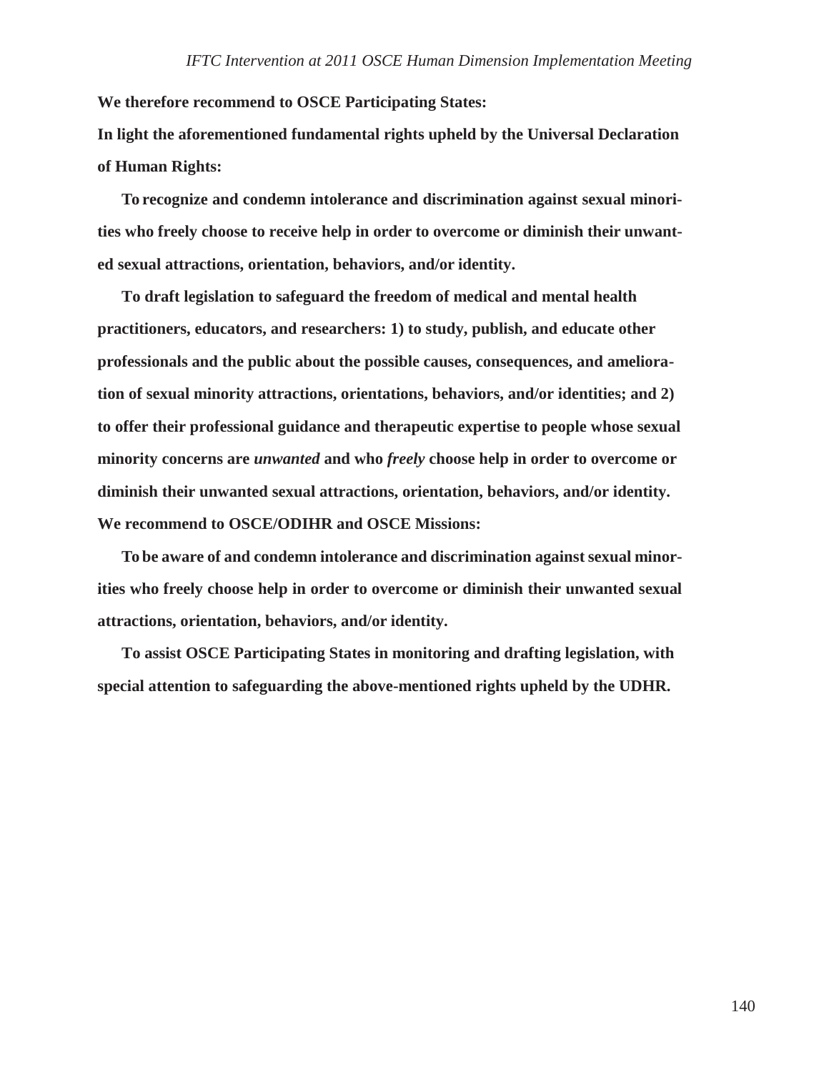**We therefore recommend to OSCE Participating States:**

**In light the aforementioned fundamental rights upheld by the Universal Declaration of Human Rights:**

**To recognize and condemn intolerance and discrimination against sexual minorities who freely choose to receive help in order to overcome or diminish their unwanted sexual attractions, orientation, behaviors, and/or identity.**

**To draft legislation to safeguard the freedom of medical and mental health practitioners, educators, and researchers: 1) to study, publish, and educate other professionals and the public about the possible causes, consequences, and amelioration of sexual minority attractions, orientations, behaviors, and/or identities; and 2) to offer their professional guidance and therapeutic expertise to people whose sexual minority concerns are *unwanted* and who *freely* choose help in order to overcome or diminish their unwanted sexual attractions, orientation, behaviors, and/or identity.**

**We recommend to OSCE/ODIHR and OSCE Missions:**

**To be aware of and condemn intolerance and discrimination against sexual minorities who freely choose help in order to overcome or diminish their unwanted sexual attractions, orientation, behaviors, and/or identity.**

**To assist OSCE Participating States in monitoring and drafting legislation, with special attention to safeguarding the above-mentioned rights upheld by the UDHR.**